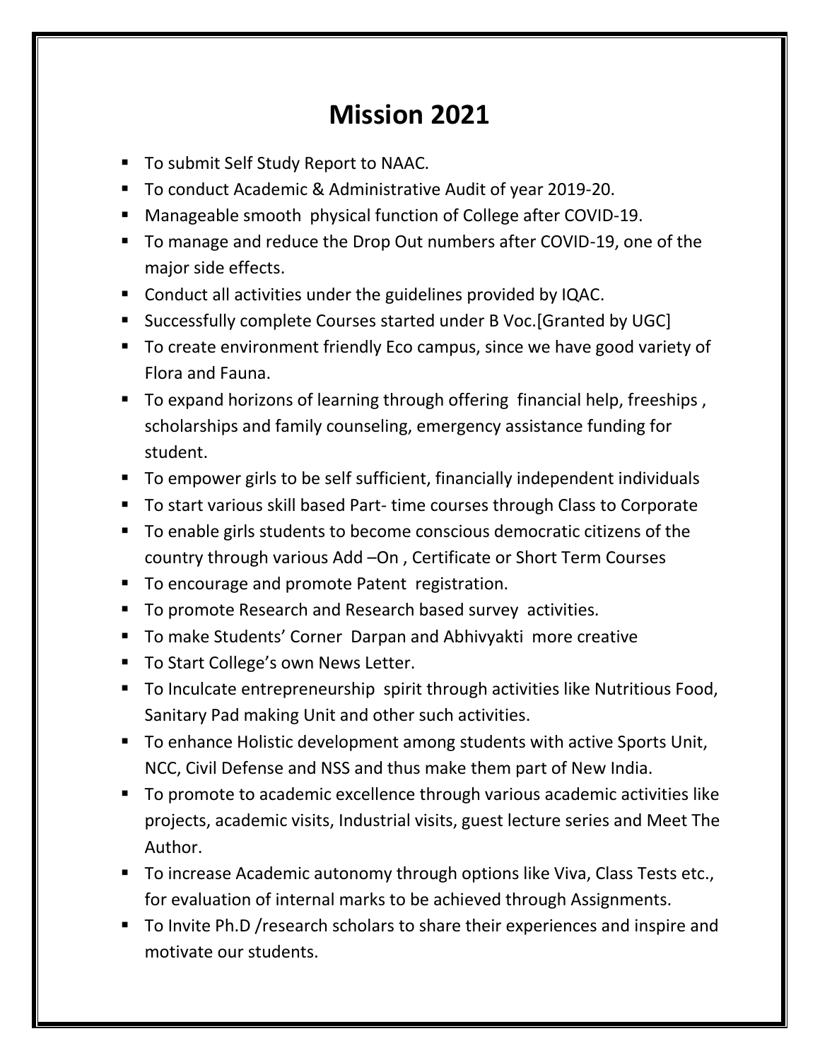# Mission 2021

- To submit Self Study Report to NAAC.
- To conduct Academic & Administrative Audit of year 2019-20.
- Manageable smooth physical function of College after COVID-19.
- To manage and reduce the Drop Out numbers after COVID-19, one of the major side effects.
- Conduct all activities under the guidelines provided by IQAC.
- Successfully complete Courses started under B Voc.[Granted by UGC]
- To create environment friendly Eco campus, since we have good variety of Flora and Fauna.
- To expand horizons of learning through offering financial help, freeships , scholarships and family counseling, emergency assistance funding for student.
- To empower girls to be self sufficient, financially independent individuals
- To start various skill based Part- time courses through Class to Corporate
- To enable girls students to become conscious democratic citizens of the country through various Add –On , Certificate or Short Term Courses
- To encourage and promote Patent registration.
- To promote Research and Research based survey activities.
- To make Students' Corner Darpan and Abhivyakti more creative
- To Start College's own News Letter.
- To Inculcate entrepreneurship spirit through activities like Nutritious Food, Sanitary Pad making Unit and other such activities.
- To enhance Holistic development among students with active Sports Unit, NCC, Civil Defense and NSS and thus make them part of New India.
- To promote to academic excellence through various academic activities like projects, academic visits, Industrial visits, guest lecture series and Meet The Author.
- To increase Academic autonomy through options like Viva, Class Tests etc., for evaluation of internal marks to be achieved through Assignments.
- To Invite Ph.D /research scholars to share their experiences and inspire and motivate our students.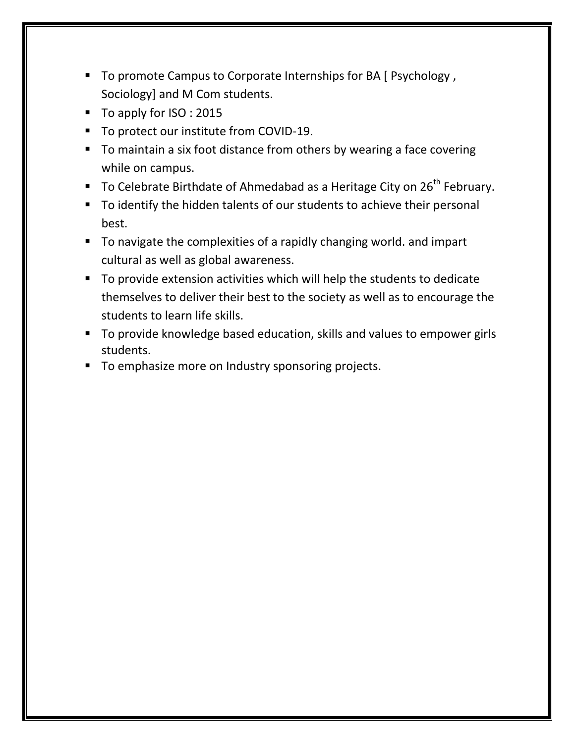- To promote Campus to Corporate Internships for BA [ Psychology , Sociology] and M Com students.
- To apply for ISO : 2015
- To protect our institute from COVID-19.
- To maintain a six foot distance from others by wearing a face covering while on campus.
- To Celebrate Birthdate of Ahmedabad as a Heritage City on 26th February.
- To identify the hidden talents of our students to achieve their personal best.
- To navigate the complexities of a rapidly changing world. and impart cultural as well as global awareness.
- To provide extension activities which will help the students to dedicate themselves to deliver their best to the society as well as to encourage the students to learn life skills.
- To provide knowledge based education, skills and values to empower girls students.
- To emphasize more on Industry sponsoring projects.